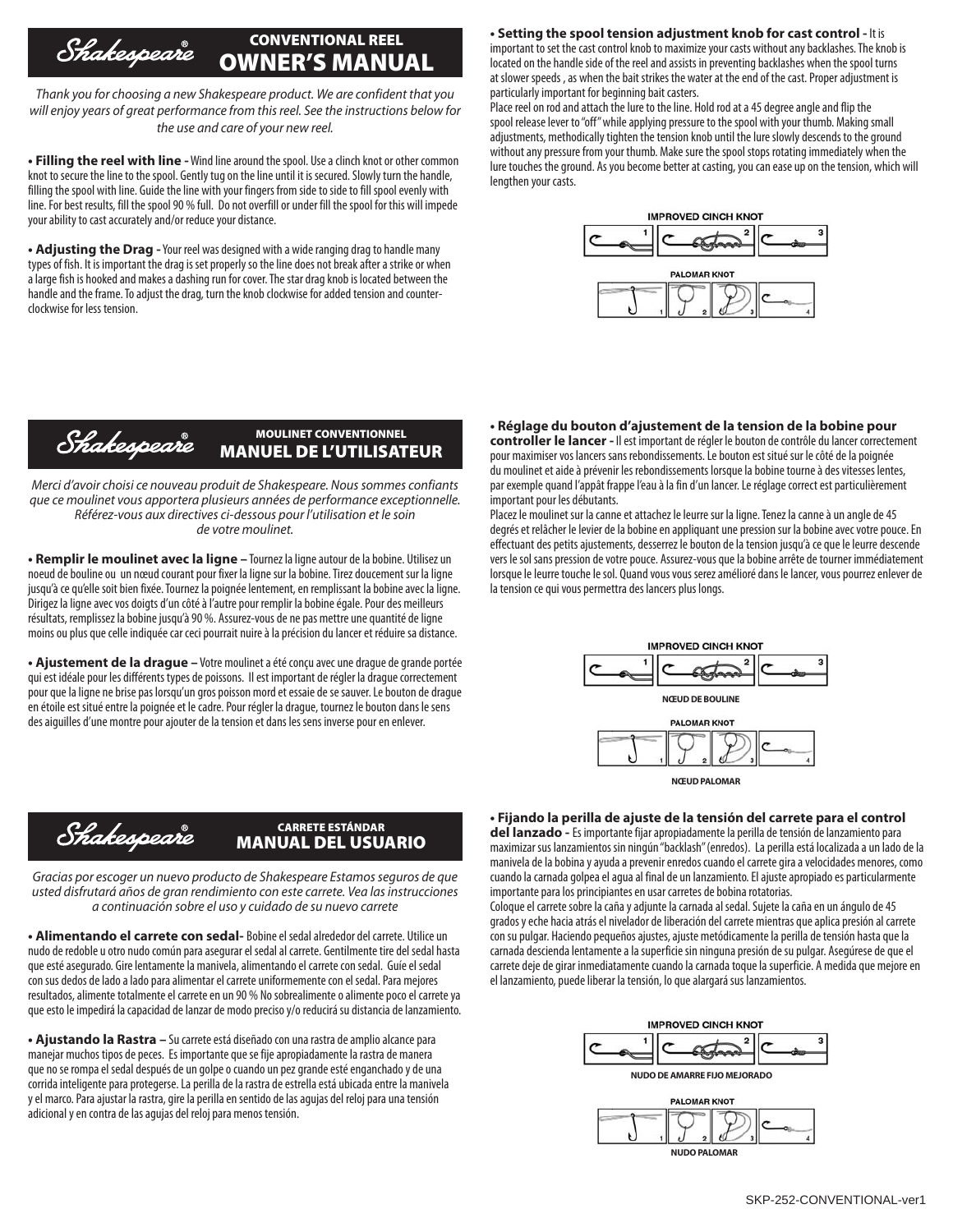# Shakespeare® CONVENTIONAL REEL OWNER'S MANUAL

*Thank you for choosing a new Shakespeare product. We are confident that you will enjoy years of great performance from this reel. See the instructions below for the use and care of your new reel.*

**• Filling the reel with line -** Wind line around the spool. Use a clinch knot or other common knot to secure the line to the spool. Gently tug on the line until it is secured. Slowly turn the handle, filling the spool with line. Guide the line with your fingers from side to side to fill spool evenly with line. For best results, fill the spool 90 % full. Do not overfill or under fill the spool for this will impede your ability to cast accurately and/or reduce your distance.

**• Adjusting the Drag -** Your reel was designed with a wide ranging drag to handle many types of fish. It is important the drag is set properly so the line does not break after a strike or when a large fish is hooked and makes a dashing run for cover. The star drag knob is located between the handle and the frame. To adjust the drag, turn the knob clockwise for added tension and counter-clockwise for less tension.

**• Setting the spool tension adjustment knob for cast control -** It is important to set the cast control knob to maximize your casts without any backlashes. The knob is located on the handle side of the reel and assists in preventing backlashes when the spool turns at slower speeds , as when the bait strikes the water at the end of the cast. Proper adjustment is particularly important for beginning bait casters.
Place reel on rod and attach the lure to the line. Hold rod at a 45 degree angle and flip the spool release lever to "off" while applying pressure to the spool with your thumb. Making small adjustments, methodically tighten the tension knob until the lure slowly descends to the ground without any pressure from your thumb. Make sure the spool stops rotating immediately when the lure touches the ground. As you become better at casting, you can ease up on the tension, which will lengthen your casts.

IMPROVED CINCH KNOT

PALOMAR KNOT

# Shakespeare® MOULINET CONVENTIONNEL MANUEL DE L'UTILISATEUR

*Merci d'avoir choisi ce nouveau produit de Shakespeare. Nous sommes confiants que ce moulinet vous apportera plusieurs années de performance exceptionnelle. Référez-vous aux directives ci-dessous pour l'utilisation et le soin de votre moulinet.*

**• Remplir le moulinet avec la ligne –** Tournez la ligne autour de la bobine. Utilisez un noeud de bouline ou un nœud courant pour fixer la ligne sur la bobine. Tirez doucement sur la ligne jusqu'à ce qu'elle soit bien fixée. Tournez la poignée lentement, en remplissant la bobine avec la ligne. Dirigez la ligne avec vos doigts d'un côté à l'autre pour remplir la bobine égale. Pour des meilleurs résultats, remplissez la bobine jusqu'à 90 %. Assurez-vous de ne pas mettre une quantité de ligne moins ou plus que celle indiquée car ceci pourrait nuire à la précision du lancer et réduire sa distance.

**• Ajustement de la drague –** Votre moulinet a été conçu avec une drague de grande portée qui est idéale pour les différents types de poissons. Il est important de régler la drague correctement pour que la ligne ne brise pas lorsqu'un gros poisson mord et essaie de se sauver. Le bouton de drague en étoile est situé entre la poignée et le cadre. Pour régler la drague, tournez le bouton dans le sens des aiguilles d'une montre pour ajouter de la tension et dans les sens inverse pour en enlever.

**• Réglage du bouton d'ajustement de la tension de la bobine pour controller le lancer -** Il est important de régler le bouton de contrôle du lancer correctement pour maximiser vos lancers sans rebondissements. Le bouton est situé sur le côté de la poignée du moulinet et aide à prévenir les rebondissements lorsque la bobine tourne à des vitesses lentes, par exemple quand l'appât frappe l'eau à la fin d'un lancer. Le réglage correct est particulièrement important pour les débutants.
Placez le moulinet sur la canne et attachez le leurre sur la ligne. Tenez la canne à un angle de 45 degrés et relâcher le levier de la bobine en appliquant une pression sur la bobine avec votre pouce. En effectuant des petits ajustements, desserrez le bouton de la tension jusqu'à ce que le leurre descende vers le sol sans pression de votre pouce. Assurez-vous que la bobine arrête de tourner immédiatement lorsque le leurre touche le sol. Quand vous vous serez amélioré dans le lancer, vous pourrez enlever de la tension ce qui vous permettra des lancers plus longs.

IMPROVED CINCH KNOT

NŒUD DE BOULINE

PALOMAR KNOT

NŒUD PALOMAR

# Shakespeare® CARRETE ESTÁNDAR MANUAL DEL USUARIO

*Gracias por escoger un nuevo producto de Shakespeare Estamos seguros de que usted disfrutará años de gran rendimiento con este carrete. Vea las instrucciones a continuación sobre el uso y cuidado de su nuevo carrete*

**• Alimentando el carrete con sedal-** Bobine el sedal alrededor del carrete. Utilice un nudo de redoble u otro nudo común para asegurar el sedal al carrete. Gentilmente tire del sedal hasta que esté asegurado. Gire lentamente la manivela, alimentando el carrete con sedal. Guíe el sedal con sus dedos de lado a lado para alimentar el carrete uniformemente con el sedal. Para mejores resultados, alimente totalmente el carrete en un 90 % No sobrealimente o alimente poco el carrete ya que esto le impedirá la capacidad de lanzar de modo preciso y/o reducirá su distancia de lanzamiento.

**• Ajustando la Rastra –** Su carrete está diseñado con una rastra de amplio alcance para manejar muchos tipos de peces. Es importante que se fije apropiadamente la rastra de manera que no se rompa el sedal después de un golpe o cuando un pez grande esté enganchado y de una corrida inteligente para protegerse. La perilla de la rastra de estrella está ubicada entre la manivela y el marco. Para ajustar la rastra, gire la perilla en sentido de las agujas del reloj para una tensión adicional y en contra de las agujas del reloj para menos tensión.

**• Fijando la perilla de ajuste de la tensión del carrete para el control del lanzado -** Es importante fijar apropiadamente la perilla de tensión de lanzamiento para maximizar sus lanzamientos sin ningún "backlash" (enredos). La perilla está localizada a un lado de la manivela de la bobina y ayuda a prevenir enredos cuando el carrete gira a velocidades menores, como cuando la carnada golpea el agua al final de un lanzamiento. El ajuste apropiado es particularmente importante para los principiantes en usar carretes de bobina rotatorias.
Coloque el carrete sobre la caña y adjunte la carnada al sedal. Sujete la caña en un ángulo de 45 grados y eche hacia atrás el nivelador de liberación del carrete mientras que aplica presión al carrete con su pulgar. Haciendo pequeños ajustes, ajuste metódicamente la perilla de tensión hasta que la carnada descienda lentamente a la superficie sin ninguna presión de su pulgar. Asegúrese de que el carrete deje de girar inmediatamente cuando la carnada toque la superficie. A medida que mejore en el lanzamiento, puede liberar la tensión, lo que alargará sus lanzamientos.

IMPROVED CINCH KNOT

NUDO DE AMARRE FIJO MEJORADO

PALOMAR KNOT

NUDO PALOMAR

SKP-252-CONVENTIONAL-ver1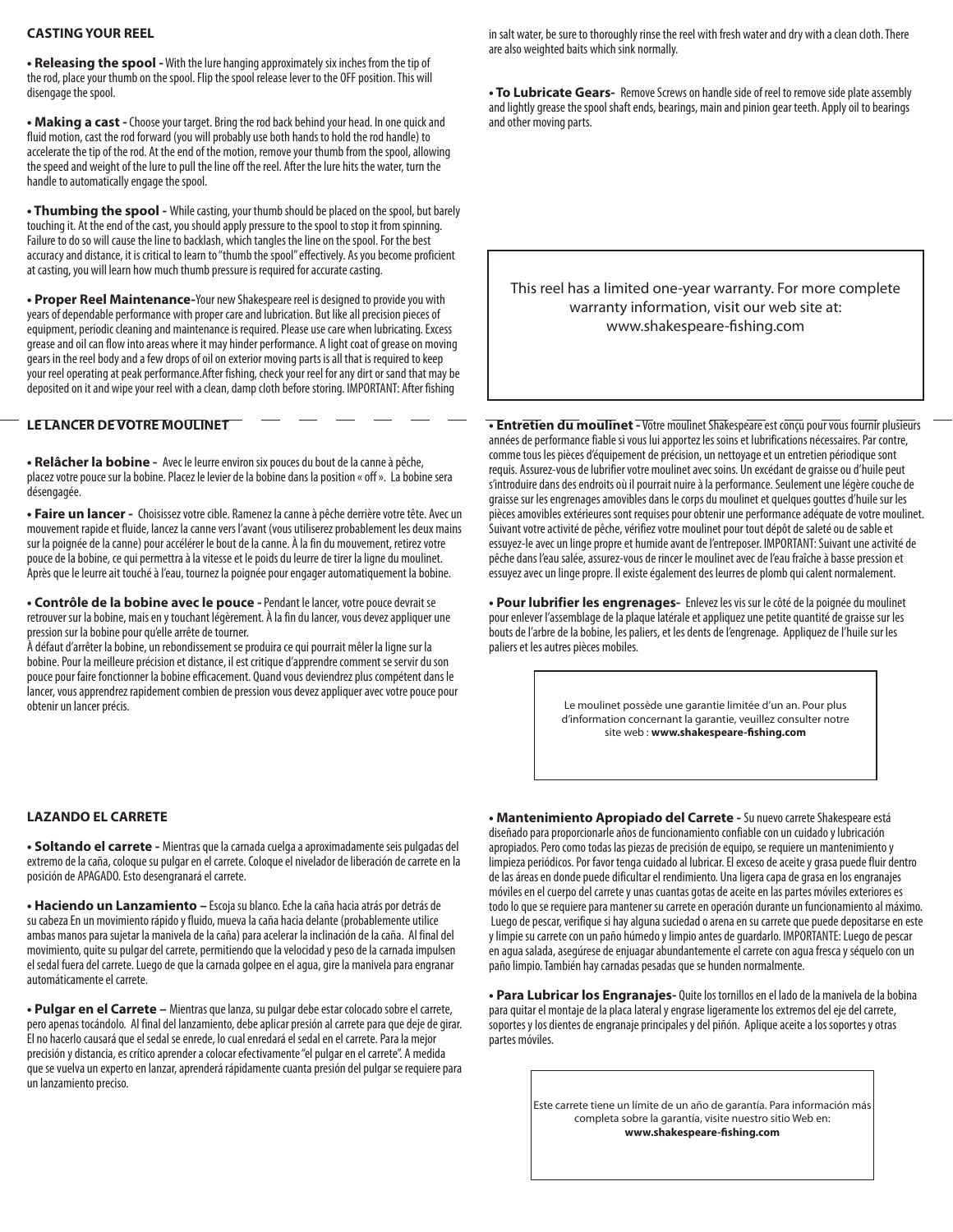### CASTING YOUR REEL

**• Releasing the spool -** With the lure hanging approximately six inches from the tip of the rod, place your thumb on the spool. Flip the spool release lever to the OFF position. This will disengage the spool.

**• Making a cast -** Choose your target. Bring the rod back behind your head. In one quick and fluid motion, cast the rod forward (you will probably use both hands to hold the rod handle) to accelerate the tip of the rod. At the end of the motion, remove your thumb from the spool, allowing the speed and weight of the lure to pull the line off the reel. After the lure hits the water, turn the handle to automatically engage the spool.

**• Thumbing the spool -** While casting, your thumb should be placed on the spool, but barely touching it. At the end of the cast, you should apply pressure to the spool to stop it from spinning. Failure to do so will cause the line to backlash, which tangles the line on the spool. For the best accuracy and distance, it is critical to learn to "thumb the spool" effectively. As you become proficient at casting, you will learn how much thumb pressure is required for accurate casting.

**• Proper Reel Maintenance-**Your new Shakespeare reel is designed to provide you with years of dependable performance with proper care and lubrication. But like all precision pieces of equipment, periodic cleaning and maintenance is required. Please use care when lubricating. Excess grease and oil can flow into areas where it may hinder performance. A light coat of grease on moving gears in the reel body and a few drops of oil on exterior moving parts is all that is required to keep your reel operating at peak performance.After fishing, check your reel for any dirt or sand that may be deposited on it and wipe your reel with a clean, damp cloth before storing. IMPORTANT: After fishing in salt water, be sure to thoroughly rinse the reel with fresh water and dry with a clean cloth. There are also weighted baits which sink normally.

**• To Lubricate Gears-** Remove Screws on handle side of reel to remove side plate assembly and lightly grease the spool shaft ends, bearings, main and pinion gear teeth. Apply oil to bearings and other moving parts.

This reel has a limited one-year warranty. For more complete warranty information, visit our web site at: www.shakespeare-fishing.com

### LE LANCER DE VOTRE MOULINET

**• Relâcher la bobine -** Avec le leurre environ six pouces du bout de la canne à pêche, placez votre pouce sur la bobine. Placez le levier de la bobine dans la position « off ». La bobine sera désengagée.

**• Faire un lancer -** Choisissez votre cible. Ramenez la canne à pêche derrière votre tête. Avec un mouvement rapide et fluide, lancez la canne vers l'avant (vous utiliserez probablement les deux mains sur la poignée de la canne) pour accélérer le bout de la canne. À la fin du mouvement, retirez votre pouce de la bobine, ce qui permettra à la vitesse et le poids du leurre de tirer la ligne du moulinet. Après que le leurre ait touché à l'eau, tournez la poignée pour engager automatiquement la bobine.

**• Contrôle de la bobine avec le pouce -** Pendant le lancer, votre pouce devrait se retrouver sur la bobine, mais en y touchant légèrement. À la fin du lancer, vous devez appliquer une pression sur la bobine pour qu'elle arrête de tourner.
À défaut d'arrêter la bobine, un rebondissement se produira ce qui pourrait mêler la ligne sur la bobine. Pour la meilleure précision et distance, il est critique d'apprendre comment se servir du son pouce pour faire fonctionner la bobine efficacement. Quand vous deviendrez plus compétent dans le lancer, vous apprendrez rapidement combien de pression vous devez appliquer avec votre pouce pour obtenir un lancer précis.

**• Entretien du moulinet -** Votre moulinet Shakespeare est conçu pour vous fournir plusieurs années de performance fiable si vous lui apportez les soins et lubrifications nécessaires. Par contre, comme tous les pièces d'équipement de précision, un nettoyage et un entretien périodique sont requis. Assurez-vous de lubrifier votre moulinet avec soins. Un excédant de graisse ou d'huile peut s'introduire dans des endroits où il pourrait nuire à la performance. Seulement une légère couche de graisse sur les engrenages amovibles dans le corps du moulinet et quelques gouttes d'huile sur les pièces amovibles extérieures sont requises pour obtenir une performance adéquate de votre moulinet. Suivant votre activité de pêche, vérifiez votre moulinet pour tout dépôt de saleté ou de sable et essuyez-le avec un linge propre et humide avant de l'entreposer. IMPORTANT: Suivant une activité de pêche dans l'eau salée, assurez-vous de rincer le moulinet avec de l'eau fraîche à basse pression et essuyez avec un linge propre. Il existe également des leurres de plomb qui calent normalement.

**• Pour lubrifier les engrenages-** Enlevez les vis sur le côté de la poignée du moulinet pour enlever l'assemblage de la plaque latérale et appliquez une petite quantité de graisse sur les bouts de l'arbre de la bobine, les paliers, et les dents de l'engrenage. Appliquez de l'huile sur les paliers et les autres pièces mobiles.

Le moulinet possède une garantie limitée d'un an. Pour plus d'information concernant la garantie, veuillez consulter notre site web : **www.shakespeare-fishing.com**

### LAZANDO EL CARRETE

**• Soltando el carrete -** Mientras que la carnada cuelga a aproximadamente seis pulgadas del extremo de la caña, coloque su pulgar en el carrete. Coloque el nivelador de liberación de carrete en la posición de APAGADO. Esto desengranará el carrete.

**• Haciendo un Lanzamiento –** Escoja su blanco. Eche la caña hacia atrás por detrás de su cabeza En un movimiento rápido y fluido, mueva la caña hacia delante (probablemente utilice ambas manos para sujetar la manivela de la caña) para acelerar la inclinación de la caña. Al final del movimiento, quite su pulgar del carrete, permitiendo que la velocidad y peso de la carnada impulsen el sedal fuera del carrete. Luego de que la carnada golpee en el agua, gire la manivela para engranar automáticamente el carrete.

**• Pulgar en el Carrete –** Mientras que lanza, su pulgar debe estar colocado sobre el carrete, pero apenas tocándolo. Al final del lanzamiento, debe aplicar presión al carrete para que deje de girar. El no hacerlo causará que el sedal se enrede, lo cual enredará el sedal en el carrete. Para la mejor precisión y distancia, es crítico aprender a colocar efectivamente "el pulgar en el carrete". A medida que se vuelva un experto en lanzar, aprenderá rápidamente cuanta presión del pulgar se requiere para un lanzamiento preciso.

**• Mantenimiento Apropiado del Carrete -** Su nuevo carrete Shakespeare está diseñado para proporcionarle años de funcionamiento confiable con un cuidado y lubricación apropiados. Pero como todas las piezas de precisión de equipo, se requiere un mantenimiento y limpieza periódicos. Por favor tenga cuidado al lubricar. El exceso de aceite y grasa puede fluir dentro de las áreas en donde puede dificultar el rendimiento. Una ligera capa de grasa en los engranajes móviles en el cuerpo del carrete y unas cuantas gotas de aceite en las partes móviles exteriores es todo lo que se requiere para mantener su carrete en operación durante un funcionamiento al máximo. Luego de pescar, verifique si hay alguna suciedad o arena en su carrete que puede depositarse en este y limpie su carrete con un paño húmedo y limpio antes de guardarlo. IMPORTANTE: Luego de pescar en agua salada, asegúrese de enjuagar abundantemente el carrete con agua fresca y séquelo con un paño limpio. También hay carnadas pesadas que se hunden normalmente.

**• Para Lubricar los Engranajes-** Quite los tornillos en el lado de la manivela de la bobina para quitar el montaje de la placa lateral y engrase ligeramente los extremos del eje del carrete, soportes y los dientes de engranaje principales y del piñón. Aplique aceite a los soportes y otras partes móviles.

Este carrete tiene un límite de un año de garantía. Para información más completa sobre la garantía, visite nuestro sitio Web en: **www.shakespeare-fishing.com**